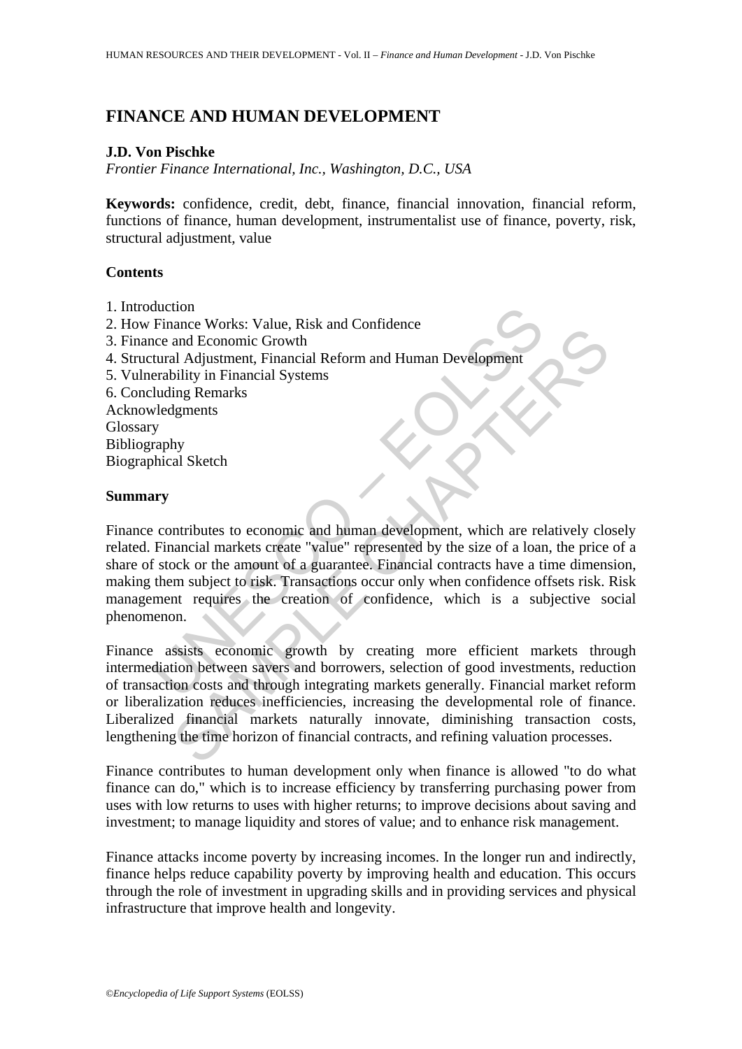# FINANCE AND HUMAN DEVELOPMENT

**J.D. Von Pischke**

*Frontier Finance International, Inc., Washington, D.C., USA*

**Keywords:** confidence, credit, debt, finance, financial innovation, financial reform, functions of finance, human development, instrumentalist use of finance, poverty, risk, structural adjustment, value

## Contents

1. Introduction
2. How Finance Works: Value, Risk and Confidence
3. Finance and Economic Growth
4. Structural Adjustment, Financial Reform and Human Development
5. Vulnerability in Financial Systems
6. Concluding Remarks

Acknowledgments
Glossary
Bibliography
Biographical Sketch

## Summary

Finance contributes to economic and human development, which are relatively closely related. Financial markets create "value" represented by the size of a loan, the price of a share of stock or the amount of a guarantee. Financial contracts have a time dimension, making them subject to risk. Transactions occur only when confidence offsets risk. Risk management requires the creation of confidence, which is a subjective social phenomenon.

Finance assists economic growth by creating more efficient markets through intermediation between savers and borrowers, selection of good investments, reduction of transaction costs and through integrating markets generally. Financial market reform or liberalization reduces inefficiencies, increasing the developmental role of finance. Liberalized financial markets naturally innovate, diminishing transaction costs, lengthening the time horizon of financial contracts, and refining valuation processes.

Finance contributes to human development only when finance is allowed "to do what finance can do," which is to increase efficiency by transferring purchasing power from uses with low returns to uses with higher returns; to improve decisions about saving and investment; to manage liquidity and stores of value; and to enhance risk management.

Finance attacks income poverty by increasing incomes. In the longer run and indirectly, finance helps reduce capability poverty by improving health and education. This occurs through the role of investment in upgrading skills and in providing services and physical infrastructure that improve health and longevity.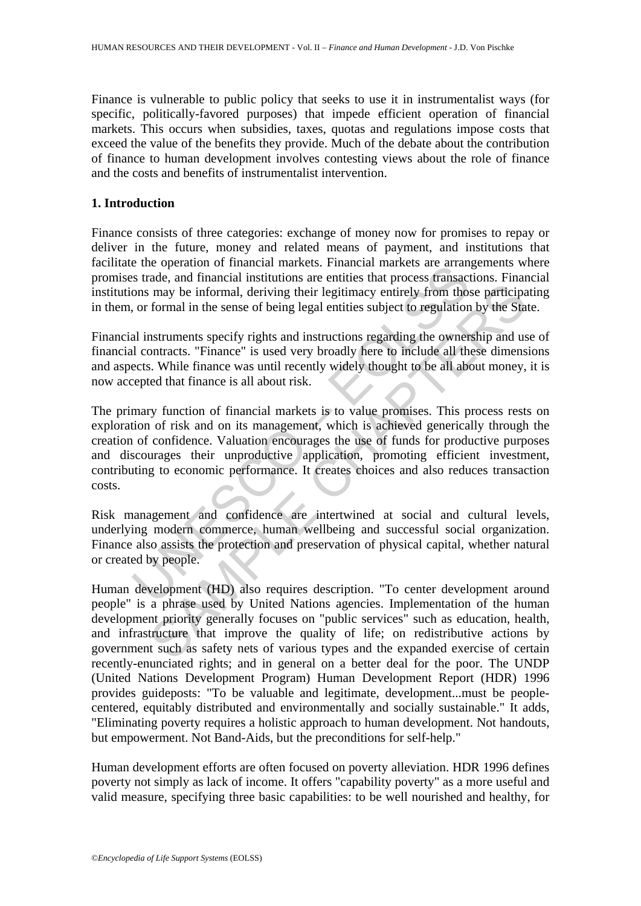Finance is vulnerable to public policy that seeks to use it in instrumentalist ways (for specific, politically-favored purposes) that impede efficient operation of financial markets. This occurs when subsidies, taxes, quotas and regulations impose costs that exceed the value of the benefits they provide. Much of the debate about the contribution of finance to human development involves contesting views about the role of finance and the costs and benefits of instrumentalist intervention.

## 1. Introduction

Finance consists of three categories: exchange of money now for promises to repay or deliver in the future, money and related means of payment, and institutions that facilitate the operation of financial markets. Financial markets are arrangements where promises trade, and financial institutions are entities that process transactions. Financial institutions may be informal, deriving their legitimacy entirely from those participating in them, or formal in the sense of being legal entities subject to regulation by the State.

Financial instruments specify rights and instructions regarding the ownership and use of financial contracts. "Finance" is used very broadly here to include all these dimensions and aspects. While finance was until recently widely thought to be all about money, it is now accepted that finance is all about risk.

The primary function of financial markets is to value promises. This process rests on exploration of risk and on its management, which is achieved generically through the creation of confidence. Valuation encourages the use of funds for productive purposes and discourages their unproductive application, promoting efficient investment, contributing to economic performance. It creates choices and also reduces transaction costs.

Risk management and confidence are intertwined at social and cultural levels, underlying modern commerce, human wellbeing and successful social organization. Finance also assists the protection and preservation of physical capital, whether natural or created by people.

Human development (HD) also requires description. "To center development around people" is a phrase used by United Nations agencies. Implementation of the human development priority generally focuses on "public services" such as education, health, and infrastructure that improve the quality of life; on redistributive actions by government such as safety nets of various types and the expanded exercise of certain recently-enunciated rights; and in general on a better deal for the poor. The UNDP (United Nations Development Program) Human Development Report (HDR) 1996 provides guideposts: "To be valuable and legitimate, development...must be people-centered, equitably distributed and environmentally and socially sustainable." It adds, "Eliminating poverty requires a holistic approach to human development. Not handouts, but empowerment. Not Band-Aids, but the preconditions for self-help."

Human development efforts are often focused on poverty alleviation. HDR 1996 defines poverty not simply as lack of income. It offers "capability poverty" as a more useful and valid measure, specifying three basic capabilities: to be well nourished and healthy, for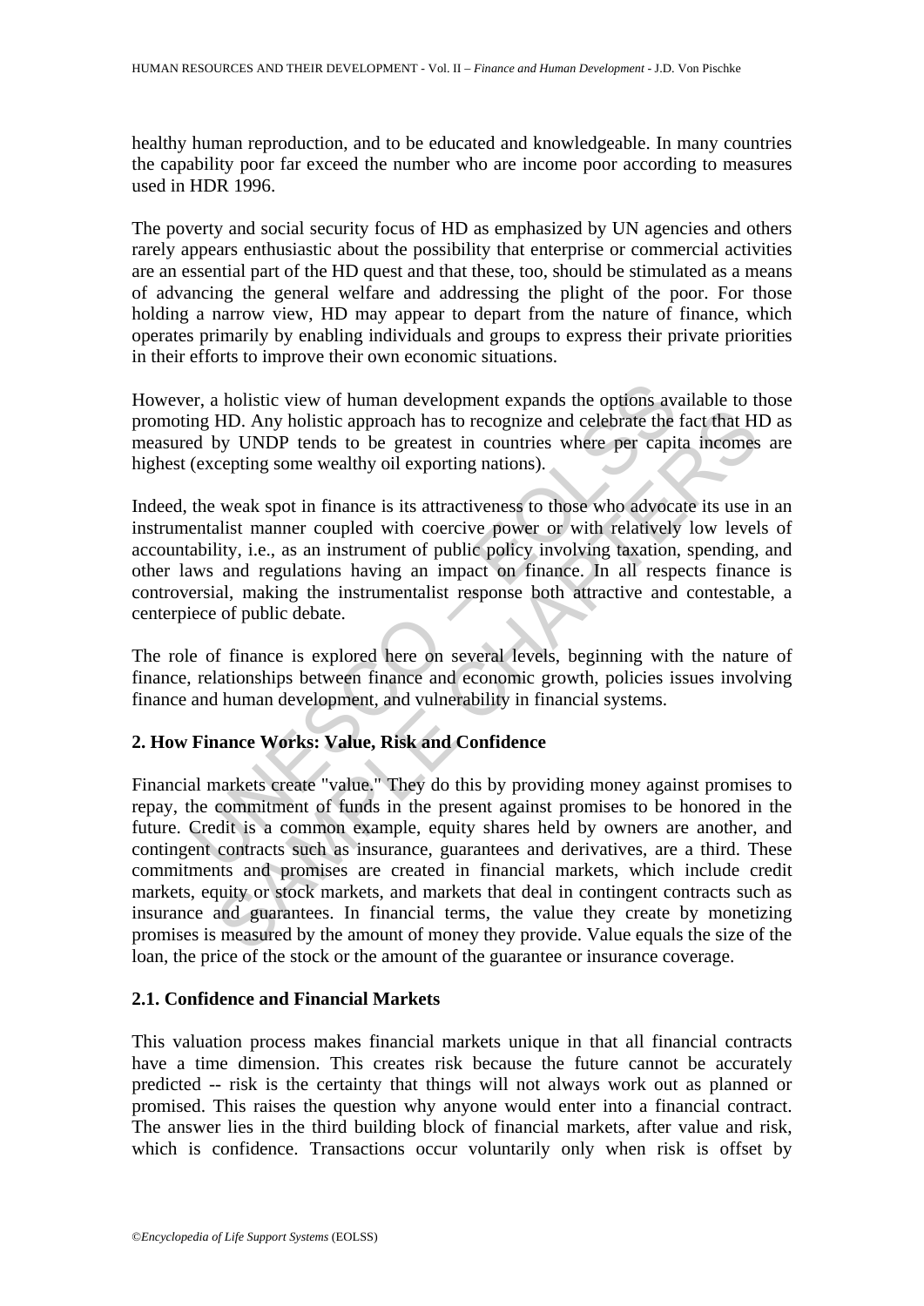healthy human reproduction, and to be educated and knowledgeable. In many countries the capability poor far exceed the number who are income poor according to measures used in HDR 1996.

The poverty and social security focus of HD as emphasized by UN agencies and others rarely appears enthusiastic about the possibility that enterprise or commercial activities are an essential part of the HD quest and that these, too, should be stimulated as a means of advancing the general welfare and addressing the plight of the poor. For those holding a narrow view, HD may appear to depart from the nature of finance, which operates primarily by enabling individuals and groups to express their private priorities in their efforts to improve their own economic situations.

However, a holistic view of human development expands the options available to those promoting HD. Any holistic approach has to recognize and celebrate the fact that HD as measured by UNDP tends to be greatest in countries where per capita incomes are highest (excepting some wealthy oil exporting nations).

Indeed, the weak spot in finance is its attractiveness to those who advocate its use in an instrumentalist manner coupled with coercive power or with relatively low levels of accountability, i.e., as an instrument of public policy involving taxation, spending, and other laws and regulations having an impact on finance. In all respects finance is controversial, making the instrumentalist response both attractive and contestable, a centerpiece of public debate.

The role of finance is explored here on several levels, beginning with the nature of finance, relationships between finance and economic growth, policies issues involving finance and human development, and vulnerability in financial systems.

## 2. How Finance Works: Value, Risk and Confidence

Financial markets create "value." They do this by providing money against promises to repay, the commitment of funds in the present against promises to be honored in the future. Credit is a common example, equity shares held by owners are another, and contingent contracts such as insurance, guarantees and derivatives, are a third. These commitments and promises are created in financial markets, which include credit markets, equity or stock markets, and markets that deal in contingent contracts such as insurance and guarantees. In financial terms, the value they create by monetizing promises is measured by the amount of money they provide. Value equals the size of the loan, the price of the stock or the amount of the guarantee or insurance coverage.

### 2.1. Confidence and Financial Markets

This valuation process makes financial markets unique in that all financial contracts have a time dimension. This creates risk because the future cannot be accurately predicted -- risk is the certainty that things will not always work out as planned or promised. This raises the question why anyone would enter into a financial contract. The answer lies in the third building block of financial markets, after value and risk, which is confidence. Transactions occur voluntarily only when risk is offset by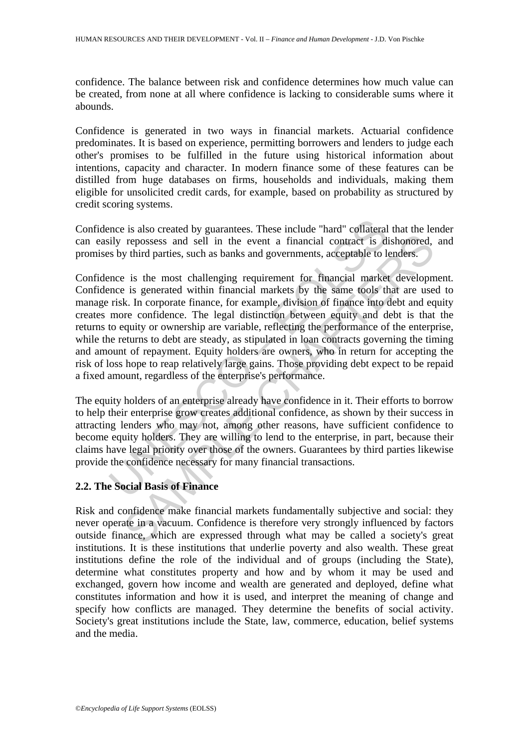confidence. The balance between risk and confidence determines how much value can be created, from none at all where confidence is lacking to considerable sums where it abounds.

Confidence is generated in two ways in financial markets. Actuarial confidence predominates. It is based on experience, permitting borrowers and lenders to judge each other's promises to be fulfilled in the future using historical information about intentions, capacity and character. In modern finance some of these features can be distilled from huge databases on firms, households and individuals, making them eligible for unsolicited credit cards, for example, based on probability as structured by credit scoring systems.

Confidence is also created by guarantees. These include "hard" collateral that the lender can easily repossess and sell in the event a financial contract is dishonored, and promises by third parties, such as banks and governments, acceptable to lenders.

Confidence is the most challenging requirement for financial market development. Confidence is generated within financial markets by the same tools that are used to manage risk. In corporate finance, for example, division of finance into debt and equity creates more confidence. The legal distinction between equity and debt is that the returns to equity or ownership are variable, reflecting the performance of the enterprise, while the returns to debt are steady, as stipulated in loan contracts governing the timing and amount of repayment. Equity holders are owners, who in return for accepting the risk of loss hope to reap relatively large gains. Those providing debt expect to be repaid a fixed amount, regardless of the enterprise's performance.

The equity holders of an enterprise already have confidence in it. Their efforts to borrow to help their enterprise grow creates additional confidence, as shown by their success in attracting lenders who may not, among other reasons, have sufficient confidence to become equity holders. They are willing to lend to the enterprise, in part, because their claims have legal priority over those of the owners. Guarantees by third parties likewise provide the confidence necessary for many financial transactions.

### 2.2. The Social Basis of Finance

Risk and confidence make financial markets fundamentally subjective and social: they never operate in a vacuum. Confidence is therefore very strongly influenced by factors outside finance, which are expressed through what may be called a society's great institutions. It is these institutions that underlie poverty and also wealth. These great institutions define the role of the individual and of groups (including the State), determine what constitutes property and how and by whom it may be used and exchanged, govern how income and wealth are generated and deployed, define what constitutes information and how it is used, and interpret the meaning of change and specify how conflicts are managed. They determine the benefits of social activity. Society's great institutions include the State, law, commerce, education, belief systems and the media.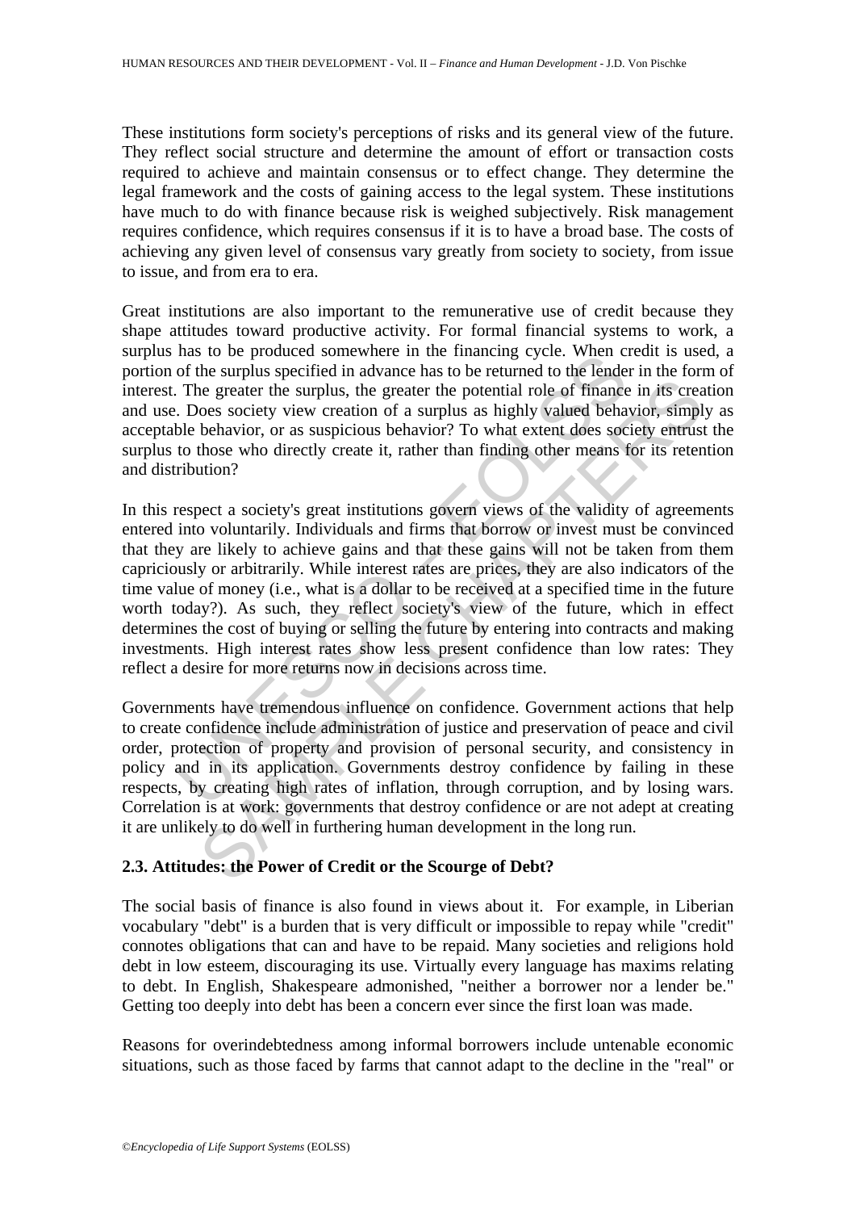These institutions form society's perceptions of risks and its general view of the future. They reflect social structure and determine the amount of effort or transaction costs required to achieve and maintain consensus or to effect change. They determine the legal framework and the costs of gaining access to the legal system. These institutions have much to do with finance because risk is weighed subjectively. Risk management requires confidence, which requires consensus if it is to have a broad base. The costs of achieving any given level of consensus vary greatly from society to society, from issue to issue, and from era to era.

Great institutions are also important to the remunerative use of credit because they shape attitudes toward productive activity. For formal financial systems to work, a surplus has to be produced somewhere in the financing cycle. When credit is used, a portion of the surplus specified in advance has to be returned to the lender in the form of interest. The greater the surplus, the greater the potential role of finance in its creation and use. Does society view creation of a surplus as highly valued behavior, simply as acceptable behavior, or as suspicious behavior? To what extent does society entrust the surplus to those who directly create it, rather than finding other means for its retention and distribution?

In this respect a society's great institutions govern views of the validity of agreements entered into voluntarily. Individuals and firms that borrow or invest must be convinced that they are likely to achieve gains and that these gains will not be taken from them capriciously or arbitrarily. While interest rates are prices, they are also indicators of the time value of money (i.e., what is a dollar to be received at a specified time in the future worth today?). As such, they reflect society's view of the future, which in effect determines the cost of buying or selling the future by entering into contracts and making investments. High interest rates show less present confidence than low rates: They reflect a desire for more returns now in decisions across time.

Governments have tremendous influence on confidence. Government actions that help to create confidence include administration of justice and preservation of peace and civil order, protection of property and provision of personal security, and consistency in policy and in its application. Governments destroy confidence by failing in these respects, by creating high rates of inflation, through corruption, and by losing wars. Correlation is at work: governments that destroy confidence or are not adept at creating it are unlikely to do well in furthering human development in the long run.

### 2.3. Attitudes: the Power of Credit or the Scourge of Debt?

The social basis of finance is also found in views about it. For example, in Liberian vocabulary "debt" is a burden that is very difficult or impossible to repay while "credit" connotes obligations that can and have to be repaid. Many societies and religions hold debt in low esteem, discouraging its use. Virtually every language has maxims relating to debt. In English, Shakespeare admonished, "neither a borrower nor a lender be." Getting too deeply into debt has been a concern ever since the first loan was made.

Reasons for overindebtedness among informal borrowers include untenable economic situations, such as those faced by farms that cannot adapt to the decline in the "real" or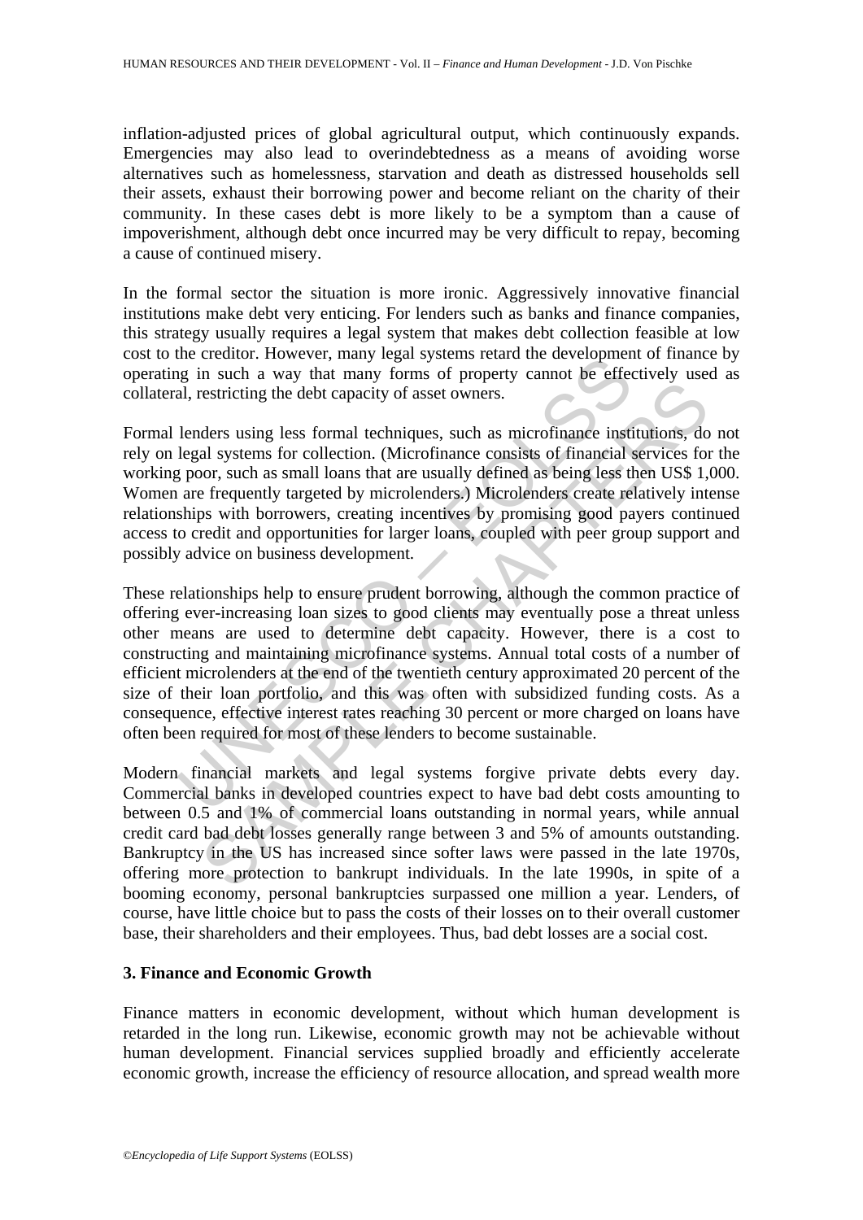inflation-adjusted prices of global agricultural output, which continuously expands. Emergencies may also lead to overindebtedness as a means of avoiding worse alternatives such as homelessness, starvation and death as distressed households sell their assets, exhaust their borrowing power and become reliant on the charity of their community. In these cases debt is more likely to be a symptom than a cause of impoverishment, although debt once incurred may be very difficult to repay, becoming a cause of continued misery.

In the formal sector the situation is more ironic. Aggressively innovative financial institutions make debt very enticing. For lenders such as banks and finance companies, this strategy usually requires a legal system that makes debt collection feasible at low cost to the creditor. However, many legal systems retard the development of finance by operating in such a way that many forms of property cannot be effectively used as collateral, restricting the debt capacity of asset owners.

Formal lenders using less formal techniques, such as microfinance institutions, do not rely on legal systems for collection. (Microfinance consists of financial services for the working poor, such as small loans that are usually defined as being less then US$ 1,000. Women are frequently targeted by microlenders.) Microlenders create relatively intense relationships with borrowers, creating incentives by promising good payers continued access to credit and opportunities for larger loans, coupled with peer group support and possibly advice on business development.

These relationships help to ensure prudent borrowing, although the common practice of offering ever-increasing loan sizes to good clients may eventually pose a threat unless other means are used to determine debt capacity. However, there is a cost to constructing and maintaining microfinance systems. Annual total costs of a number of efficient microlenders at the end of the twentieth century approximated 20 percent of the size of their loan portfolio, and this was often with subsidized funding costs. As a consequence, effective interest rates reaching 30 percent or more charged on loans have often been required for most of these lenders to become sustainable.

Modern financial markets and legal systems forgive private debts every day. Commercial banks in developed countries expect to have bad debt costs amounting to between 0.5 and 1% of commercial loans outstanding in normal years, while annual credit card bad debt losses generally range between 3 and 5% of amounts outstanding. Bankruptcy in the US has increased since softer laws were passed in the late 1970s, offering more protection to bankrupt individuals. In the late 1990s, in spite of a booming economy, personal bankruptcies surpassed one million a year. Lenders, of course, have little choice but to pass the costs of their losses on to their overall customer base, their shareholders and their employees. Thus, bad debt losses are a social cost.

## 3. Finance and Economic Growth

Finance matters in economic development, without which human development is retarded in the long run. Likewise, economic growth may not be achievable without human development. Financial services supplied broadly and efficiently accelerate economic growth, increase the efficiency of resource allocation, and spread wealth more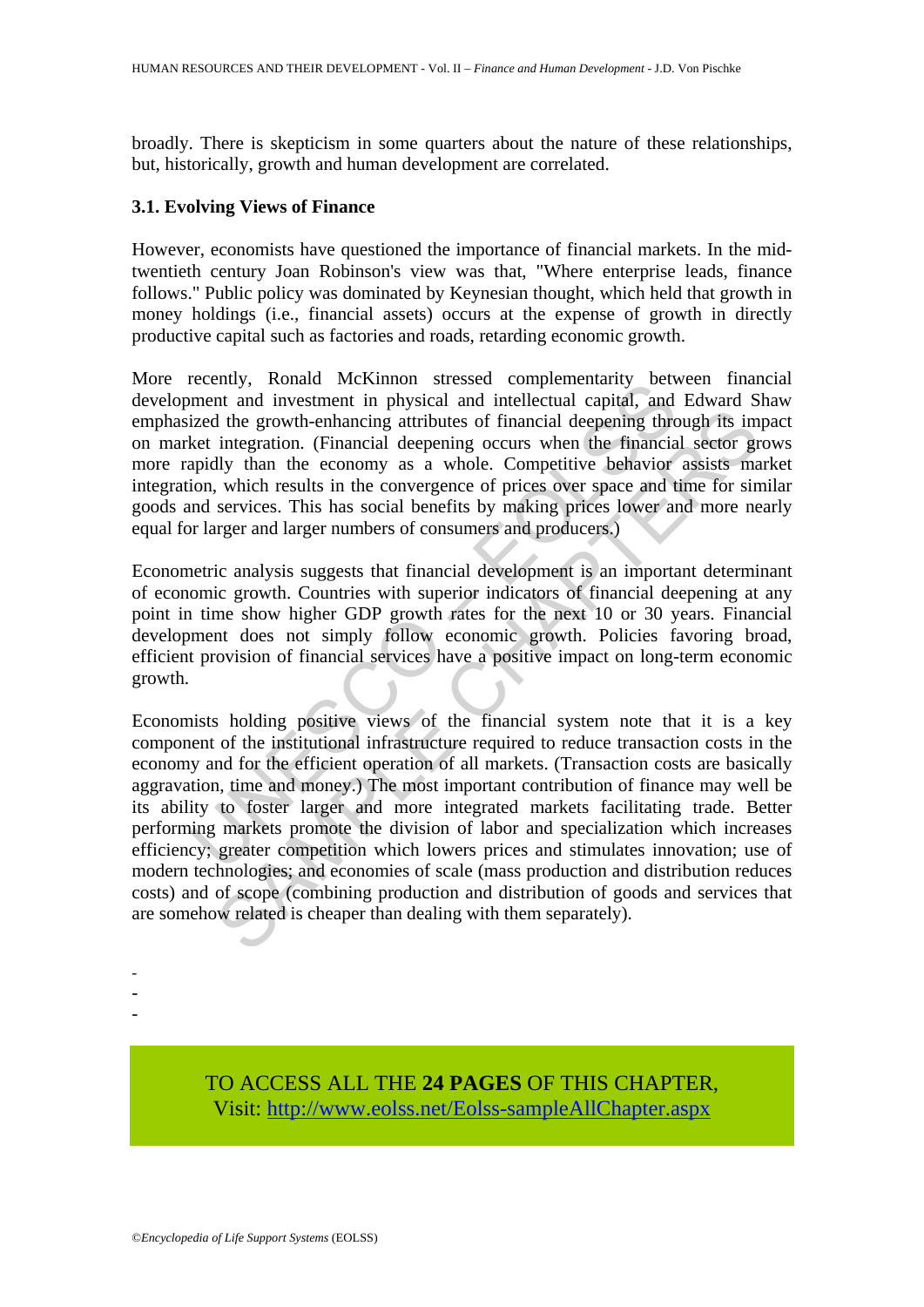broadly. There is skepticism in some quarters about the nature of these relationships, but, historically, growth and human development are correlated.

### 3.1. Evolving Views of Finance

However, economists have questioned the importance of financial markets. In the mid-twentieth century Joan Robinson's view was that, "Where enterprise leads, finance follows." Public policy was dominated by Keynesian thought, which held that growth in money holdings (i.e., financial assets) occurs at the expense of growth in directly productive capital such as factories and roads, retarding economic growth.

More recently, Ronald McKinnon stressed complementarity between financial development and investment in physical and intellectual capital, and Edward Shaw emphasized the growth-enhancing attributes of financial deepening through its impact on market integration. (Financial deepening occurs when the financial sector grows more rapidly than the economy as a whole. Competitive behavior assists market integration, which results in the convergence of prices over space and time for similar goods and services. This has social benefits by making prices lower and more nearly equal for larger and larger numbers of consumers and producers.)

Econometric analysis suggests that financial development is an important determinant of economic growth. Countries with superior indicators of financial deepening at any point in time show higher GDP growth rates for the next 10 or 30 years. Financial development does not simply follow economic growth. Policies favoring broad, efficient provision of financial services have a positive impact on long-term economic growth.

Economists holding positive views of the financial system note that it is a key component of the institutional infrastructure required to reduce transaction costs in the economy and for the efficient operation of all markets. (Transaction costs are basically aggravation, time and money.) The most important contribution of finance may well be its ability to foster larger and more integrated markets facilitating trade. Better performing markets promote the division of labor and specialization which increases efficiency; greater competition which lowers prices and stimulates innovation; use of modern technologies; and economies of scale (mass production and distribution reduces costs) and of scope (combining production and distribution of goods and services that are somehow related is cheaper than dealing with them separately).

-
-
-

TO ACCESS ALL THE **24 PAGES** OF THIS CHAPTER,
Visit: http://www.eolss.net/Eolss-sampleAllChapter.aspx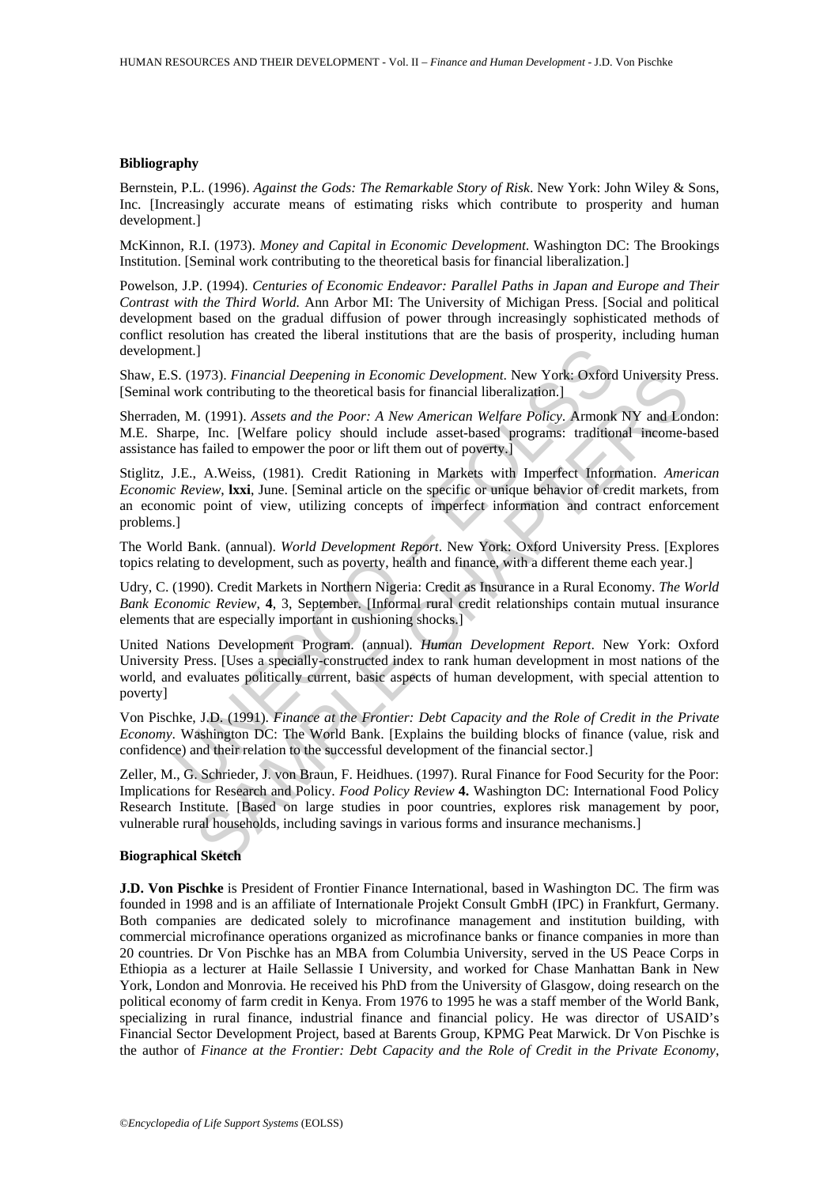### Bibliography

Bernstein, P.L. (1996). *Against the Gods: The Remarkable Story of Risk*. New York: John Wiley & Sons, Inc. [Increasingly accurate means of estimating risks which contribute to prosperity and human development.]

McKinnon, R.I. (1973). *Money and Capital in Economic Development*. Washington DC: The Brookings Institution. [Seminal work contributing to the theoretical basis for financial liberalization.]

Powelson, J.P. (1994). *Centuries of Economic Endeavor: Parallel Paths in Japan and Europe and Their Contrast with the Third World*. Ann Arbor MI: The University of Michigan Press. [Social and political development based on the gradual diffusion of power through increasingly sophisticated methods of conflict resolution has created the liberal institutions that are the basis of prosperity, including human development.]

Shaw, E.S. (1973). *Financial Deepening in Economic Development*. New York: Oxford University Press. [Seminal work contributing to the theoretical basis for financial liberalization.]

Sherraden, M. (1991). *Assets and the Poor: A New American Welfare Policy*. Armonk NY and London: M.E. Sharpe, Inc. [Welfare policy should include asset-based programs: traditional income-based assistance has failed to empower the poor or lift them out of poverty.]

Stiglitz, J.E., A.Weiss, (1981). Credit Rationing in Markets with Imperfect Information. *American Economic Review*, **lxxi**, June. [Seminal article on the specific or unique behavior of credit markets, from an economic point of view, utilizing concepts of imperfect information and contract enforcement problems.]

The World Bank. (annual). *World Development Report*. New York: Oxford University Press. [Explores topics relating to development, such as poverty, health and finance, with a different theme each year.]

Udry, C. (1990). Credit Markets in Northern Nigeria: Credit as Insurance in a Rural Economy. *The World Bank Economic Review*, **4**, 3, September. [Informal rural credit relationships contain mutual insurance elements that are especially important in cushioning shocks.]

United Nations Development Program. (annual). *Human Development Report*. New York: Oxford University Press. [Uses a specially-constructed index to rank human development in most nations of the world, and evaluates politically current, basic aspects of human development, with special attention to poverty]

Von Pischke, J.D. (1991). *Finance at the Frontier: Debt Capacity and the Role of Credit in the Private Economy*. Washington DC: The World Bank. [Explains the building blocks of finance (value, risk and confidence) and their relation to the successful development of the financial sector.]

Zeller, M., G. Schrieder, J. von Braun, F. Heidhues. (1997). Rural Finance for Food Security for the Poor: Implications for Research and Policy. *Food Policy Review* **4.** Washington DC: International Food Policy Research Institute. [Based on large studies in poor countries, explores risk management by poor, vulnerable rural households, including savings in various forms and insurance mechanisms.]

### Biographical Sketch

**J.D. Von Pischke** is President of Frontier Finance International, based in Washington DC. The firm was founded in 1998 and is an affiliate of Internationale Projekt Consult GmbH (IPC) in Frankfurt, Germany. Both companies are dedicated solely to microfinance management and institution building, with commercial microfinance operations organized as microfinance banks or finance companies in more than 20 countries. Dr Von Pischke has an MBA from Columbia University, served in the US Peace Corps in Ethiopia as a lecturer at Haile Sellassie I University, and worked for Chase Manhattan Bank in New York, London and Monrovia. He received his PhD from the University of Glasgow, doing research on the political economy of farm credit in Kenya. From 1976 to 1995 he was a staff member of the World Bank, specializing in rural finance, industrial finance and financial policy. He was director of USAID's Financial Sector Development Project, based at Barents Group, KPMG Peat Marwick. Dr Von Pischke is the author of *Finance at the Frontier: Debt Capacity and the Role of Credit in the Private Economy*,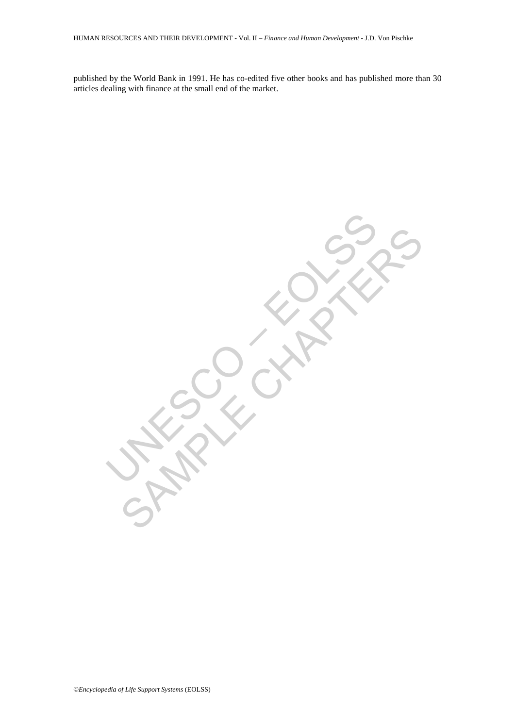published by the World Bank in 1991. He has co-edited five other books and has published more than 30 articles dealing with finance at the small end of the market.